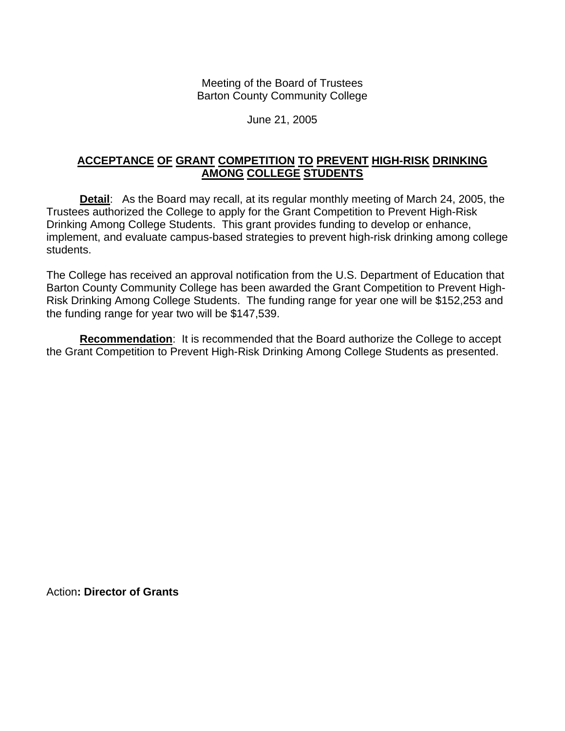Meeting of the Board of Trustees
Barton County Community College

June 21, 2005

## ACCEPTANCE OF GRANT COMPETITION TO PREVENT HIGH-RISK DRINKING AMONG COLLEGE STUDENTS

**Detail**: As the Board may recall, at its regular monthly meeting of March 24, 2005, the Trustees authorized the College to apply for the Grant Competition to Prevent High-Risk Drinking Among College Students. This grant provides funding to develop or enhance, implement, and evaluate campus-based strategies to prevent high-risk drinking among college students.

The College has received an approval notification from the U.S. Department of Education that Barton County Community College has been awarded the Grant Competition to Prevent High-Risk Drinking Among College Students. The funding range for year one will be $152,253 and the funding range for year two will be $147,539.

**Recommendation**: It is recommended that the Board authorize the College to accept the Grant Competition to Prevent High-Risk Drinking Among College Students as presented.

Action**: Director of Grants**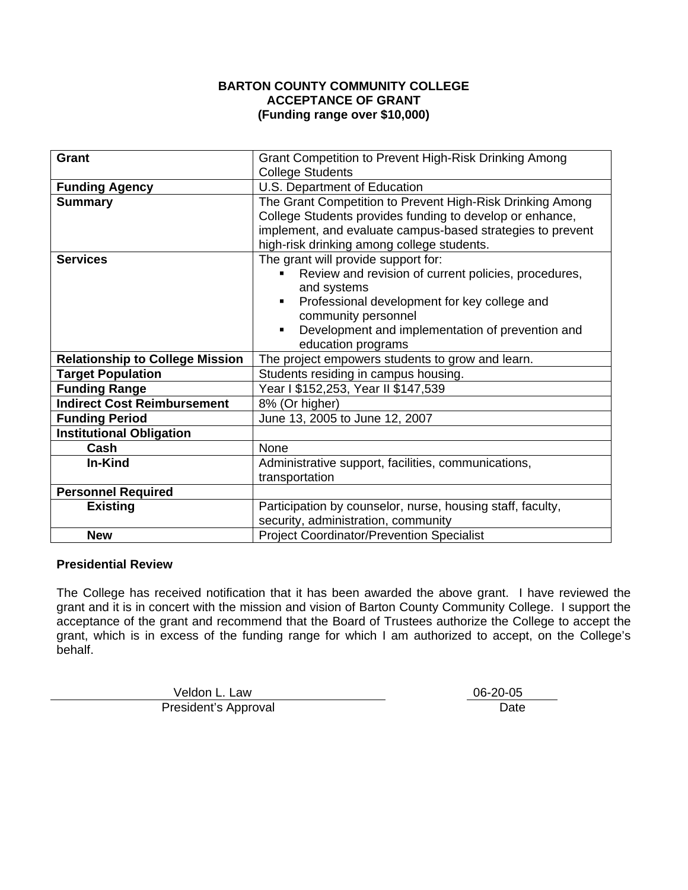**BARTON COUNTY COMMUNITY COLLEGE**
**ACCEPTANCE OF GRANT**
**(Funding range over $10,000)**

| | |
|---|---|
| **Grant** | Grant Competition to Prevent High-Risk Drinking Among College Students |
| **Funding Agency** | U.S. Department of Education |
| **Summary** | The Grant Competition to Prevent High-Risk Drinking Among College Students provides funding to develop or enhance, implement, and evaluate campus-based strategies to prevent high-risk drinking among college students. |
| **Services** | The grant will provide support for: ▪ Review and revision of current policies, procedures, and systems ▪ Professional development for key college and community personnel ▪ Development and implementation of prevention and education programs |
| **Relationship to College Mission** | The project empowers students to grow and learn. |
| **Target Population** | Students residing in campus housing. |
| **Funding Range** | Year I $152,253, Year II $147,539 |
| **Indirect Cost Reimbursement** | 8% (Or higher) |
| **Funding Period** | June 13, 2005 to June 12, 2007 |
| **Institutional Obligation** | |
| **Cash** | None |
| **In-Kind** | Administrative support, facilities, communications, transportation |
| **Personnel Required** | |
| **Existing** | Participation by counselor, nurse, housing staff, faculty, security, administration, community |
| **New** | Project Coordinator/Prevention Specialist |

**Presidential Review**

The College has received notification that it has been awarded the above grant. I have reviewed the grant and it is in concert with the mission and vision of Barton County Community College. I support the acceptance of the grant and recommend that the Board of Trustees authorize the College to accept the grant, which is in excess of the funding range for which I am authorized to accept, on the College's behalf.

Veldon L. Law
President's Approval

06-20-05
Date